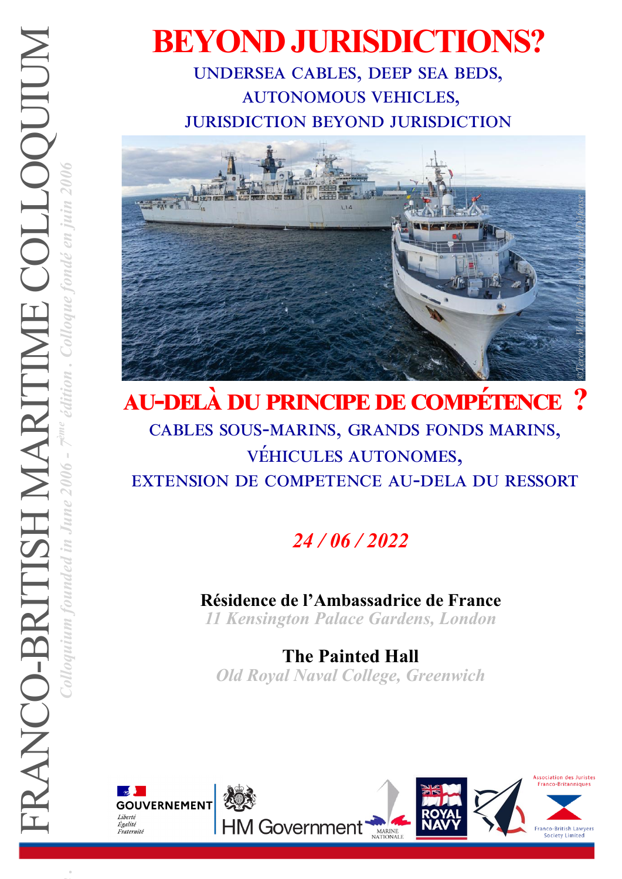# BEYOND JURISDICTIONS?

UNDERSEA CABLES, DEEP SEA BEDS,
AUTONOMOUS VEHICLES,
JURISDICTION BEYOND JURISDICTION

# AU-DELÀ DU PRINCIPE DE COMPÉTENCE ?

CABLES SOUS-MARINS, GRANDS FONDS MARINS,
VÉHICULES AUTONOMES,
EXTENSION DE COMPETENCE AU-DELA DU RESSORT

*24 / 06 / 2022*

**Résidence de l'Ambassadrice de France**
*11 Kensington Palace Gardens, London*

**The Painted Hall**
*Old Royal Naval College, Greenwich*

FRANCO-BRITISH MARITIME COLLOQUIUM

*Colloquium founded in June 2006 - 7ème édition . Colloque fondé en juin 2006*

GOUVERNEMENT — Liberté Égalité Fraternité | HM Government | Marine Nationale | Royal Navy | Association des Juristes Franco-Britanniques — Franco-British Lawyers Society Limited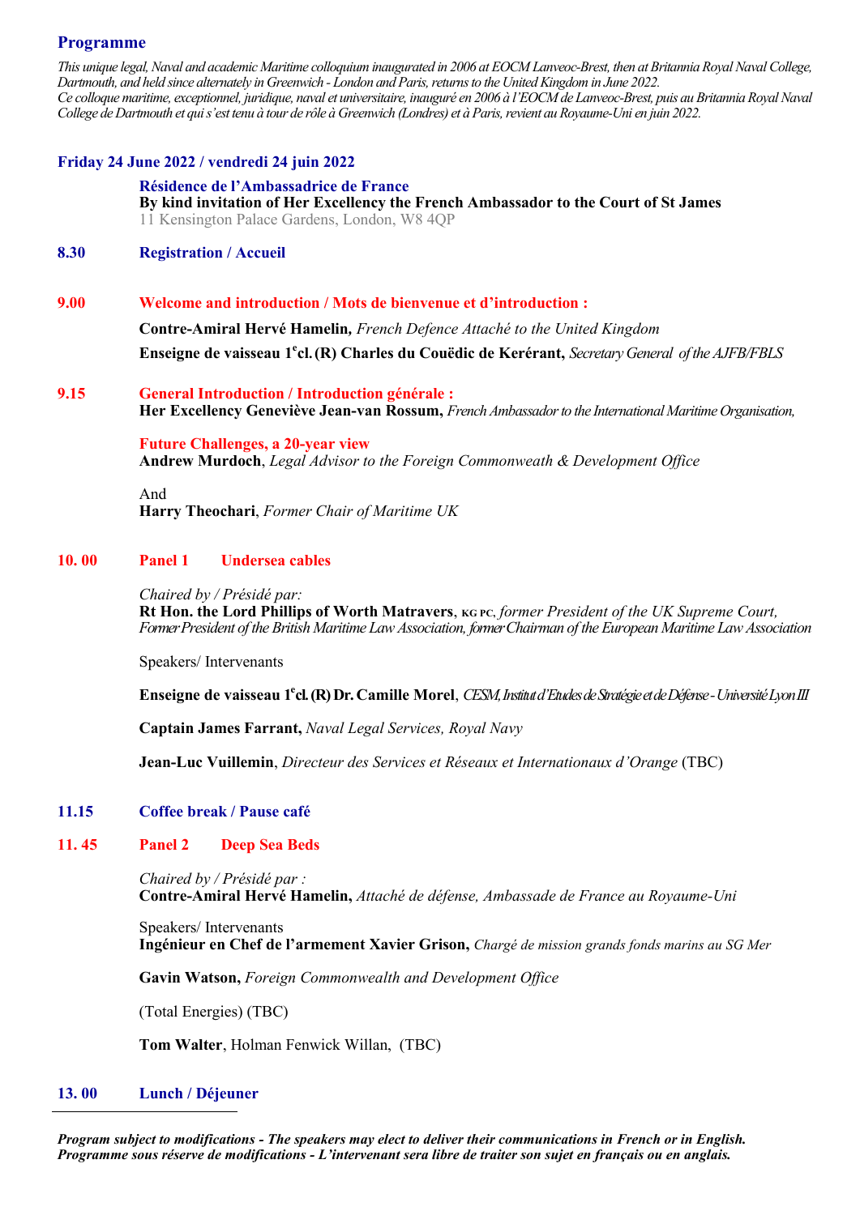## Programme

*This unique legal, Naval and academic Maritime colloquium inaugurated in 2006 at EOCM Lanveoc-Brest, then at Britannia Royal Naval College, Dartmouth, and held since alternately in Greenwich - London and Paris, returns to the United Kingdom in June 2022.*
*Ce colloque maritime, exceptionnel, juridique, naval et universitaire, inauguré en 2006 à l'EOCM de Lanveoc-Brest, puis au Britannia Royal Naval College de Dartmouth et qui s'est tenu à tour de rôle à Greenwich (Londres) et à Paris, revient au Royaume-Uni en juin 2022.*

### Friday 24 June 2022 / vendredi 24 juin 2022

**Résidence de l'Ambassadrice de France**
**By kind invitation of Her Excellency the French Ambassador to the Court of St James**
11 Kensington Palace Gardens, London, W8 4QP

**8.30 Registration / Accueil**

**9.00 Welcome and introduction / Mots de bienvenue et d'introduction :**

**Contre-Amiral Hervé Hamelin,** *French Defence Attaché to the United Kingdom*

**Enseigne de vaisseau 1[e] cl. (R) Charles du Couëdic de Kerérant,** *Secretary General of the AJFB/FBLS*

**9.15 General Introduction / Introduction générale :**
**Her Excellency Geneviève Jean-van Rossum,** *French Ambassador to the International Maritime Organisation,*

**Future Challenges, a 20-year view**
**Andrew Murdoch**, *Legal Advisor to the Foreign Commonweath & Development Office*

And
**Harry Theochari**, *Former Chair of Maritime UK*

**10. 00 Panel 1 Undersea cables**

*Chaired by / Présidé par:*
**Rt Hon. the Lord Phillips of Worth Matravers**, KG PC, *former President of the UK Supreme Court, Former President of the British Maritime Law Association, former Chairman of the European Maritime Law Association*

Speakers/ Intervenants

**Enseigne de vaisseau 1[e] cl. (R) Dr. Camille Morel**, *CESM, Institut d'Etudes de Stratégie et de Défense - Université Lyon III*

**Captain James Farrant,** *Naval Legal Services, Royal Navy*

**Jean-Luc Vuillemin**, *Directeur des Services et Réseaux et Internationaux d'Orange* (TBC)

**11.15 Coffee break / Pause café**

**11. 45 Panel 2 Deep Sea Beds**

*Chaired by / Présidé par :*
**Contre-Amiral Hervé Hamelin,** *Attaché de défense, Ambassade de France au Royaume-Uni*

Speakers/ Intervenants
**Ingénieur en Chef de l'armement Xavier Grison,** *Chargé de mission grands fonds marins au SG Mer*

**Gavin Watson,** *Foreign Commonwealth and Development Office*

(Total Energies) (TBC)

**Tom Walter**, Holman Fenwick Willan, (TBC)

**13. 00 Lunch / Déjeuner**

---

***Program subject to modifications - The speakers may elect to deliver their communications in French or in English.***
***Programme sous réserve de modifications - L'intervenant sera libre de traiter son sujet en français ou en anglais.***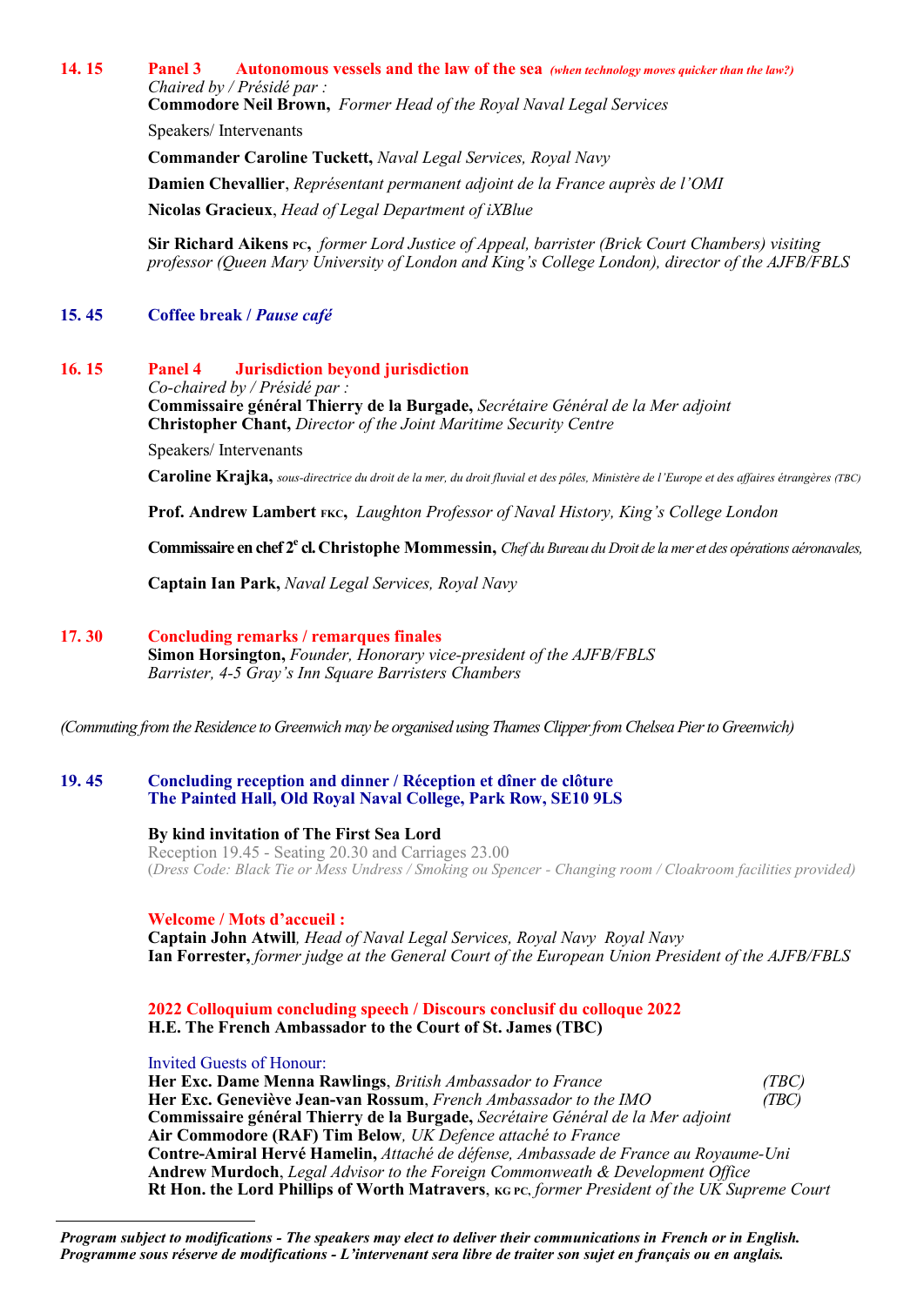**14. 15** **Panel 3** **Autonomous vessels and the law of the sea** ***(when technology moves quicker than the law?)***

*Chaired by / Présidé par :*

**Commodore Neil Brown,** *Former Head of the Royal Naval Legal Services*

Speakers/ Intervenants

**Commander Caroline Tuckett,** *Naval Legal Services, Royal Navy*

**Damien Chevallier**, *Représentant permanent adjoint de la France auprès de l'OMI*

**Nicolas Gracieux**, *Head of Legal Department of iXBlue*

**Sir Richard Aikens PC,** *former Lord Justice of Appeal, barrister (Brick Court Chambers) visiting professor (Queen Mary University of London and King's College London), director of the AJFB/FBLS*

**15. 45** **Coffee break /** ***Pause café***

**16. 15** **Panel 4** **Jurisdiction beyond jurisdiction**

*Co-chaired by / Présidé par :*

**Commissaire général Thierry de la Burgade,** *Secrétaire Général de la Mer adjoint*

**Christopher Chant,** *Director of the Joint Maritime Security Centre*

Speakers/ Intervenants

**Caroline Krajka,** *sous-directrice du droit de la mer, du droit fluvial et des pôles, Ministère de l'Europe et des affaires étrangères (TBC)*

**Prof. Andrew Lambert FKC,** *Laughton Professor of Naval History, King's College London*

**Commissaire en chef 2e cl. Christophe Mommessin,** *Chef du Bureau du Droit de la mer et des opérations aéronavales,*

**Captain Ian Park,** *Naval Legal Services, Royal Navy*

**17. 30** **Concluding remarks / remarques finales**

**Simon Horsington,** *Founder, Honorary vice-president of the AJFB/FBLS*
*Barrister, 4-5 Gray's Inn Square Barristers Chambers*

*(Commuting from the Residence to Greenwich may be organised using Thames Clipper from Chelsea Pier to Greenwich)*

**19. 45** **Concluding reception and dinner / Réception et dîner de clôture**
**The Painted Hall, Old Royal Naval College, Park Row, SE10 9LS**

**By kind invitation of The First Sea Lord**

Reception 19.45 - Seating 20.30 and Carriages 23.00

(*Dress Code: Black Tie or Mess Undress / Smoking ou Spencer - Changing room / Cloakroom facilities provided)*

**Welcome / Mots d'accueil :**

**Captain John Atwill**, *Head of Naval Legal Services, Royal Navy Royal Navy*

**Ian Forrester,** *former judge at the General Court of the European Union President of the AJFB/FBLS*

**2022 Colloquium concluding speech / Discours conclusif du colloque 2022**

**H.E. The French Ambassador to the Court of St. James (TBC)**

Invited Guests of Honour:

**Her Exc. Dame Menna Rawlings**, *British Ambassador to France* *(TBC)*
**Her Exc. Geneviève Jean-van Rossum**, *French Ambassador to the IMO* *(TBC)*
**Commissaire général Thierry de la Burgade,** *Secrétaire Général de la Mer adjoint*
**Air Commodore (RAF) Tim Below**, *UK Defence attaché to France*
**Contre-Amiral Hervé Hamelin,** *Attaché de défense, Ambassade de France au Royaume-Uni*
**Andrew Murdoch**, *Legal Advisor to the Foreign Commonwealth & Development Office*
**Rt Hon. the Lord Phillips of Worth Matravers**, **KG PC**, *former President of the UK Supreme Court*

---

***Program subject to modifications - The speakers may elect to deliver their communications in French or in English.***
***Programme sous réserve de modifications - L'intervenant sera libre de traiter son sujet en français ou en anglais.***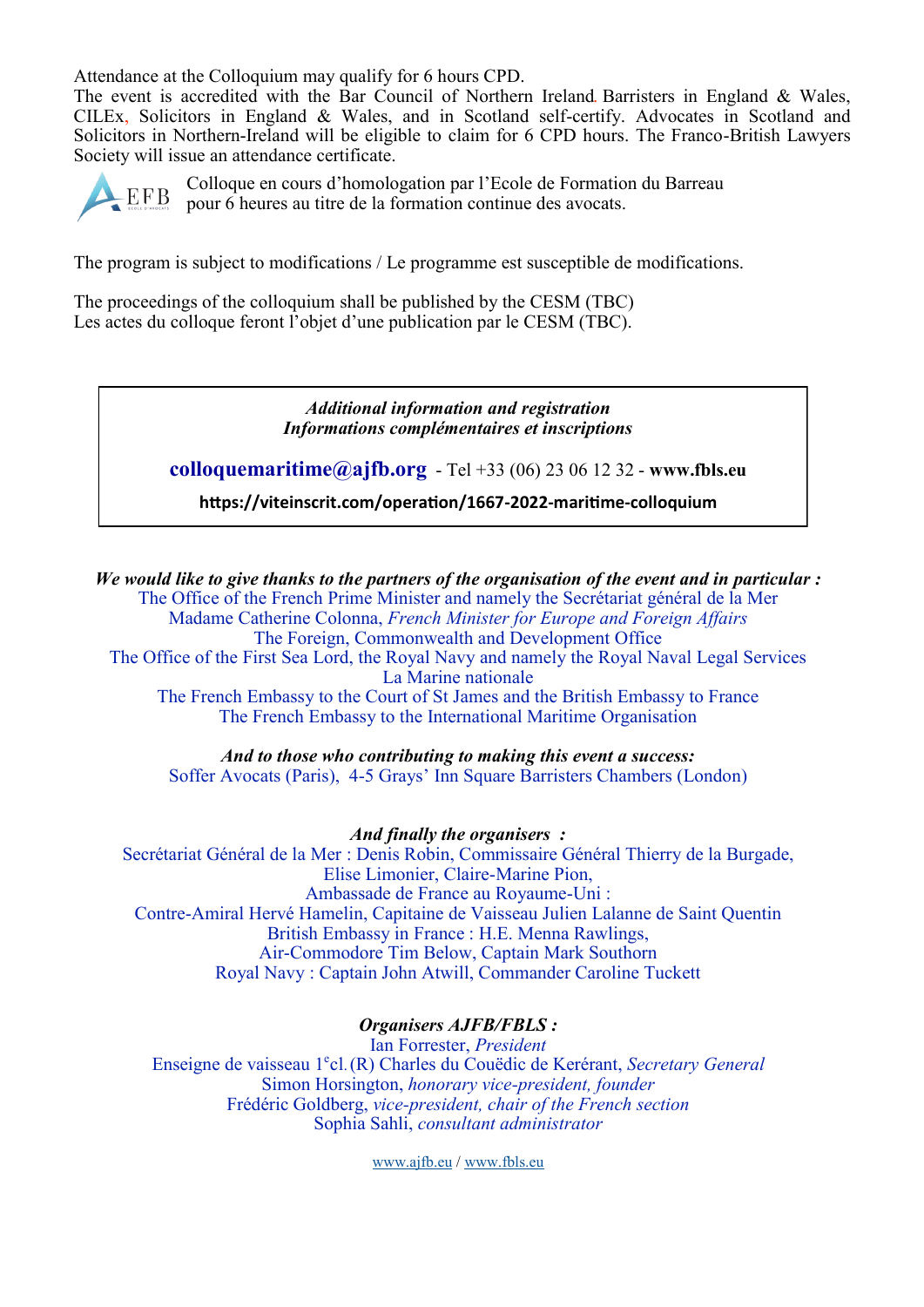Attendance at the Colloquium may qualify for 6 hours CPD.
The event is accredited with the Bar Council of Northern Ireland. Barristers in England & Wales, CILEx, Solicitors in England & Wales, and in Scotland self-certify. Advocates in Scotland and Solicitors in Northern-Ireland will be eligible to claim for 6 CPD hours. The Franco-British Lawyers Society will issue an attendance certificate.

EFB

Colloque en cours d'homologation par l'Ecole de Formation du Barreau pour 6 heures au titre de la formation continue des avocats.

The program is subject to modifications / Le programme est susceptible de modifications.

The proceedings of the colloquium shall be published by the CESM (TBC)
Les actes du colloque feront l'objet d'une publication par le CESM (TBC).

*Additional information and registration*
*Informations complémentaires et inscriptions*

**colloquemaritime@ajfb.org** - Tel +33 (06) 23 06 12 32 - **www.fbls.eu**

**https://viteinscrit.com/operation/1667-2022-maritime-colloquium**

***We would like to give thanks to the partners of the organisation of the event and in particular :***
The Office of the French Prime Minister and namely the Secrétariat général de la Mer
Madame Catherine Colonna, *French Minister for Europe and Foreign Affairs*
The Foreign, Commonwealth and Development Office
The Office of the First Sea Lord, the Royal Navy and namely the Royal Naval Legal Services
La Marine nationale
The French Embassy to the Court of St James and the British Embassy to France
The French Embassy to the International Maritime Organisation

***And to those who contributing to making this event a success:***
Soffer Avocats (Paris), 4-5 Grays' Inn Square Barristers Chambers (London)

***And finally the organisers :***
Secrétariat Général de la Mer : Denis Robin, Commissaire Général Thierry de la Burgade, Elise Limonier, Claire-Marine Pion,
Ambassade de France au Royaume-Uni :
Contre-Amiral Hervé Hamelin, Capitaine de Vaisseau Julien Lalanne de Saint Quentin
British Embassy in France : H.E. Menna Rawlings,
Air-Commodore Tim Below, Captain Mark Southon
Royal Navy : Captain John Atwill, Commander Caroline Tuckett

***Organisers AJFB/FBLS :***
Ian Forrester, *President*
Enseigne de vaisseau 1[e]cl. (R) Charles du Couëdic de Kerérant, *Secretary General*
Simon Horsington, *honorary vice-president, founder*
Frédéric Goldberg, *vice-president, chair of the French section*
Sophia Sahli, *consultant administrator*

www.ajfb.eu / www.fbls.eu